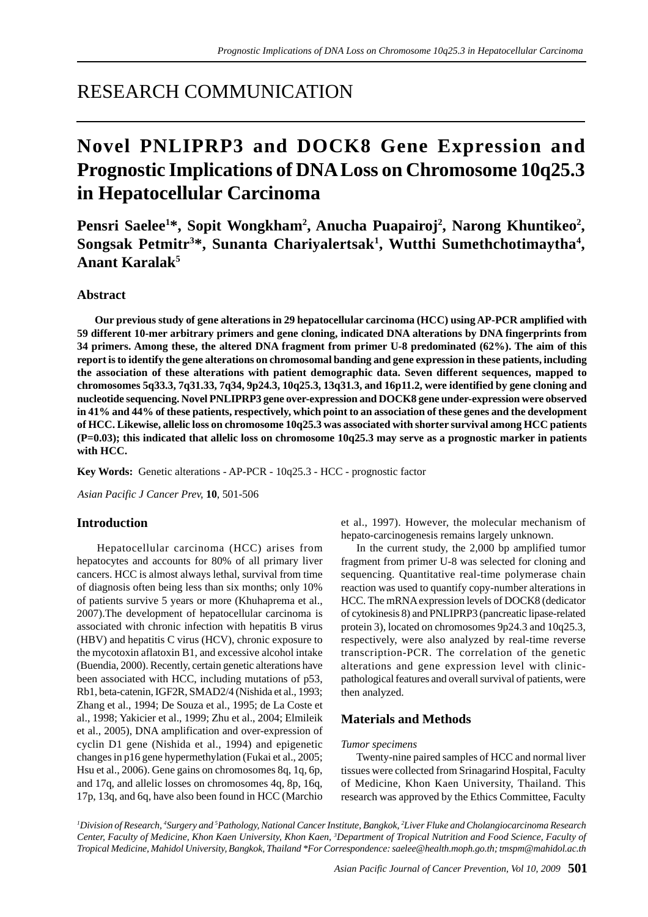RESEARCH COMMUNICATION

# Novel PNLIPRP3 and DOCK8 Gene Expression and Prognostic Implications of DNA Loss on Chromosome 10q25.3 in Hepatocellular Carcinoma

**Pensri Saelee[1]*, Sopit Wongkham[2], Anucha Puapairoj[2], Narong Khuntikeo[2], Songsak Petmitr[3]*, Sunanta Chariyalertsak[1], Wutthi Sumethchotimaytha[4], Anant Karalak[5]**

## Abstract

**Our previous study of gene alterations in 29 hepatocellular carcinoma (HCC) using AP-PCR amplified with 59 different 10-mer arbitrary primers and gene cloning, indicated DNA alterations by DNA fingerprints from 34 primers. Among these, the altered DNA fragment from primer U-8 predominated (62%). The aim of this report is to identify the gene alterations on chromosomal banding and gene expression in these patients, including the association of these alterations with patient demographic data. Seven different sequences, mapped to chromosomes 5q33.3, 7q31.33, 7q34, 9p24.3, 10q25.3, 13q31.3, and 16p11.2, were identified by gene cloning and nucleotide sequencing. Novel PNLIPRP3 gene over-expression and DOCK8 gene under-expression were observed in 41% and 44% of these patients, respectively, which point to an association of these genes and the development of HCC. Likewise, allelic loss on chromosome 10q25.3 was associated with shorter survival among HCC patients (P=0.03); this indicated that allelic loss on chromosome 10q25.3 may serve as a prognostic marker in patients with HCC.**

**Key Words:** Genetic alterations - AP-PCR - 10q25.3 - HCC - prognostic factor

*Asian Pacific J Cancer Prev,* **10**, 501-506

## Introduction

Hepatocellular carcinoma (HCC) arises from hepatocytes and accounts for 80% of all primary liver cancers. HCC is almost always lethal, survival from time of diagnosis often being less than six months; only 10% of patients survive 5 years or more (Khuhaprema et al., 2007).The development of hepatocellular carcinoma is associated with chronic infection with hepatitis B virus (HBV) and hepatitis C virus (HCV), chronic exposure to the mycotoxin aflatoxin B1, and excessive alcohol intake (Buendia, 2000). Recently, certain genetic alterations have been associated with HCC, including mutations of p53, Rb1, beta-catenin, IGF2R, SMAD2/4 (Nishida et al., 1993; Zhang et al., 1994; De Souza et al., 1995; de La Coste et al., 1998; Yakicier et al., 1999; Zhu et al., 2004; Elmileik et al., 2005), DNA amplification and over-expression of cyclin D1 gene (Nishida et al., 1994) and epigenetic changes in p16 gene hypermethylation (Fukai et al., 2005; Hsu et al., 2006). Gene gains on chromosomes 8q, 1q, 6p, and 17q, and allelic losses on chromosomes 4q, 8p, 16q, 17p, 13q, and 6q, have also been found in HCC (Marchio et al., 1997). However, the molecular mechanism of hepato-carcinogenesis remains largely unknown.

In the current study, the 2,000 bp amplified tumor fragment from primer U-8 was selected for cloning and sequencing. Quantitative real-time polymerase chain reaction was used to quantify copy-number alterations in HCC. The mRNA expression levels of DOCK8 (dedicator of cytokinesis 8) and PNLIPRP3 (pancreatic lipase-related protein 3), located on chromosomes 9p24.3 and 10q25.3, respectively, were also analyzed by real-time reverse transcription-PCR. The correlation of the genetic alterations and gene expression level with clinic-pathological features and overall survival of patients, were then analyzed.

## Materials and Methods

*Tumor specimens*

Twenty-nine paired samples of HCC and normal liver tissues were collected from Srinagarind Hospital, Faculty of Medicine, Khon Kaen University, Thailand. This research was approved by the Ethics Committee, Faculty

*[1]Division of Research, [4]Surgery and [5]Pathology, National Cancer Institute, Bangkok, [2]Liver Fluke and Cholangiocarcinoma Research Center, Faculty of Medicine, Khon Kaen University, Khon Kaen, [3]Department of Tropical Nutrition and Food Science, Faculty of Tropical Medicine, Mahidol University, Bangkok, Thailand *For Correspondence: saelee@health.moph.go.th; tmspm@mahidol.ac.th*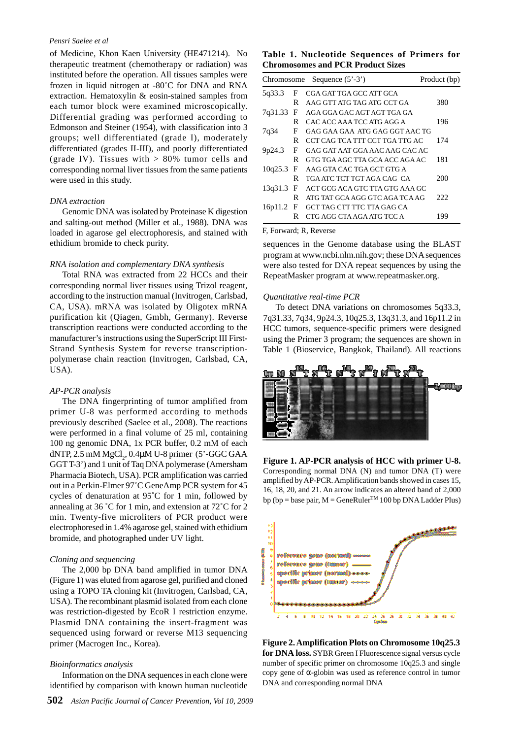of Medicine, Khon Kaen University (HE471214). No therapeutic treatment (chemotherapy or radiation) was instituted before the operation. All tissues samples were frozen in liquid nitrogen at -80˚C for DNA and RNA extraction. Hematoxylin & eosin-stained samples from each tumor block were examined microscopically. Differential grading was performed according to Edmonson and Steiner (1954), with classification into 3 groups; well differentiated (grade I), moderately differentiated (grades II-III), and poorly differentiated (grade IV). Tissues with > 80% tumor cells and corresponding normal liver tissues from the same patients were used in this study.

*DNA extraction*

Genomic DNA was isolated by Proteinase K digestion and salting-out method (Miller et al., 1988). DNA was loaded in agarose gel electrophoresis, and stained with ethidium bromide to check purity.

*RNA isolation and complementary DNA synthesis*

Total RNA was extracted from 22 HCCs and their corresponding normal liver tissues using Trizol reagent, according to the instruction manual (Invitrogen, Carlsbad, CA, USA). mRNA was isolated by Oligotex mRNA purification kit (Qiagen, Gmbh, Germany). Reverse transcription reactions were conducted according to the manufacturer's instructions using the SuperScript III First-Strand Synthesis System for reverse transcription-polymerase chain reaction (Invitrogen, Carlsbad, CA, USA).

*AP-PCR analysis*

The DNA fingerprinting of tumor amplified from primer U-8 was performed according to methods previously described (Saelee et al., 2008). The reactions were performed in a final volume of 25 ml, containing 100 ng genomic DNA, 1x PCR buffer, 0.2 mM of each dNTP, 2.5 mM $MgCl_2$, 0.4μM U-8 primer (5'-GGC GAA GGT T-3') and 1 unit of Taq DNA polymerase (Amersham Pharmacia Biotech, USA). PCR amplification was carried out in a Perkin-Elmer 97˚C GeneAmp PCR system for 45 cycles of denaturation at 95˚C for 1 min, followed by annealing at 36 ˚C for 1 min, and extension at 72˚C for 2 min. Twenty-five microliters of PCR product were electrophoresed in 1.4% agarose gel, stained with ethidium bromide, and photographed under UV light.

*Cloning and sequencing*

The 2,000 bp DNA band amplified in tumor DNA (Figure 1) was eluted from agarose gel, purified and cloned using a TOPO TA cloning kit (Invitrogen, Carlsbad, CA, USA). The recombinant plasmid isolated from each clone was restriction-digested by EcoR I restriction enzyme. Plasmid DNA containing the insert-fragment was sequenced using forward or reverse M13 sequencing primer (Macrogen Inc., Korea).

*Bioinformatics analysis*

Information on the DNA sequences in each clone were identified by comparison with known human nucleotide sequences in the Genome database using the BLAST program at www.ncbi.nlm.nih.gov; these DNA sequences were also tested for DNA repeat sequences by using the RepeatMasker program at www.repeatmasker.org.

**Table 1. Nucleotide Sequences of Primers for Chromosomes and PCR Product Sizes**

| Chromosome | | Sequence (5'-3') | Product (bp) |
|---|---|---|---|
| 5q33.3 | F | CGA GAT TGA GCC ATT GCA | |
| | R | AAG GTT ATG TAG ATG CCT GA | 380 |
| 7q31.33 | F | AGA GGA GAC AGT AGT TGA GA | |
| | R | CAC ACC AAA TCC ATG AGG A | 196 |
| 7q34 | F | GAG GAA GAA ATG GAG GGT AAC TG | |
| | R | CCT CAG TCA TTT CCT TGA TTG AC | 174 |
| 9p24.3 | F | GAG GAT AAT GGA AAC AAG CAC AC | |
| | R | GTG TGA AGC TTA GCA ACC AGA AC | 181 |
| 10q25.3 | F | AAG GTA CAC TGA GCT GTG A | |
| | R | TGA ATC TCT TGT AGA CAG CA | 200 |
| 13q31.3 | F | ACT GCG ACA GTC TTA GTG AAA GC | |
| | R | ATG TAT GCA AGG GTC AGA TCA AG | 222 |
| 16p11.2 | F | GCT TAG CTT TTC TTA GAG CA | |
| | R | CTG AGG CTA AGA ATG TCC A | 199 |

F, Forward; R, Reverse

*Quantitative real-time PCR*

To detect DNA variations on chromosomes 5q33.3, 7q31.33, 7q34, 9p24.3, 10q25.3, 13q31.3, and 16p11.2 in HCC tumors, sequence-specific primers were designed using the Primer 3 program; the sequences are shown in Table 1 (Bioservice, Bangkok, Thailand). All reactions

**Figure 1. AP-PCR analysis of HCC with primer U-8.** Corresponding normal DNA (N) and tumor DNA (T) were amplified by AP-PCR. Amplification bands showed in cases 15, 16, 18, 20, and 21. An arrow indicates an altered band of 2,000 bp (bp = base pair, M = GeneRuler™ 100 bp DNA Ladder Plus)

**Figure 2. Amplification Plots on Chromosome 10q25.3 for DNA loss.** SYBR Green I Fluorescence signal versus cycle number of specific primer on chromosome 10q25.3 and single copy gene of α-globin was used as reference control in tumor DNA and corresponding normal DNA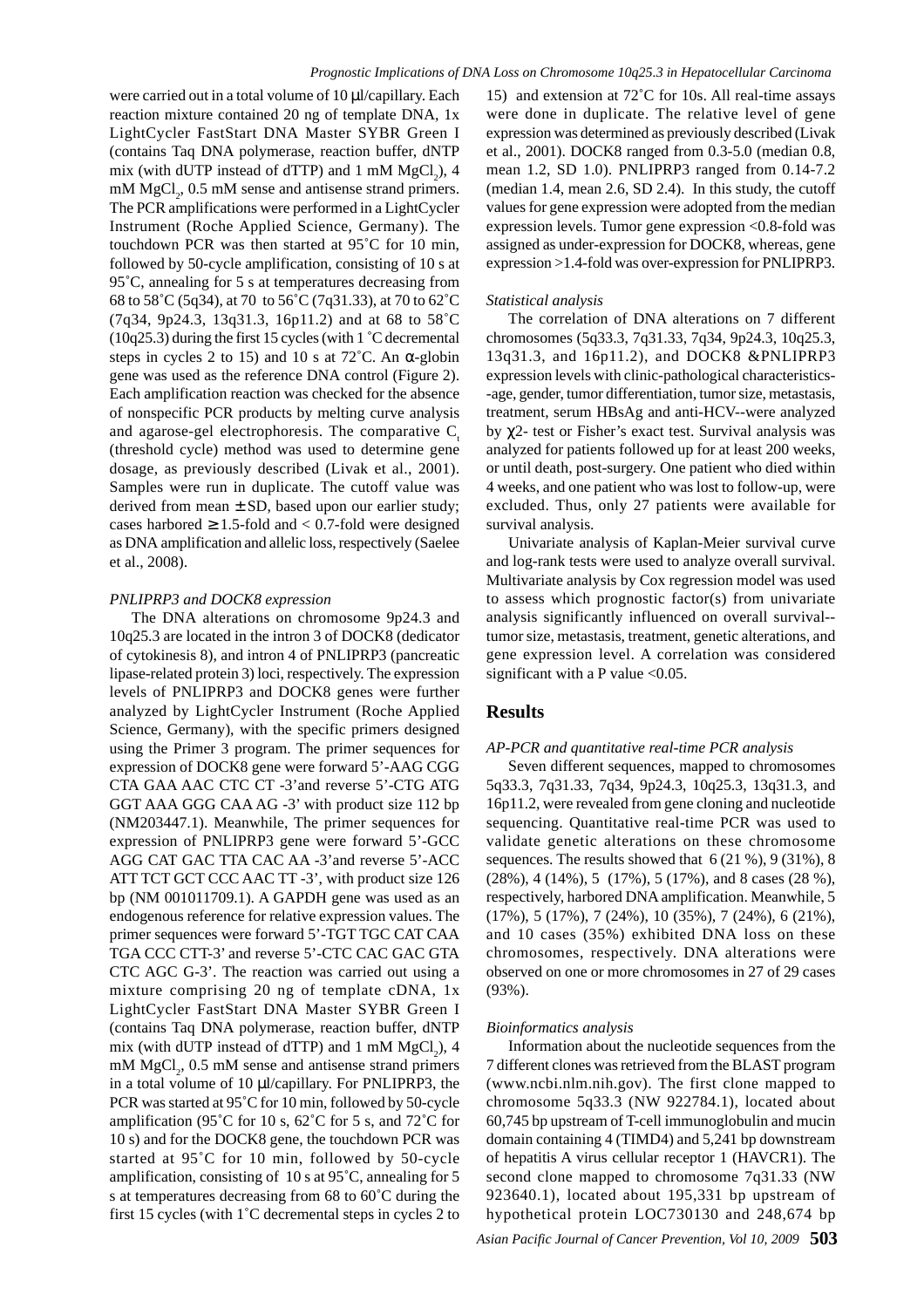were carried out in a total volume of 10 μl/capillary. Each reaction mixture contained 20 ng of template DNA, 1x LightCycler FastStart DNA Master SYBR Green I (contains Taq DNA polymerase, reaction buffer, dNTP mix (with dUTP instead of dTTP) and 1 mM $MgCl_2$), 4 mM $MgCl_2$, 0.5 mM sense and antisense strand primers. The PCR amplifications were performed in a LightCycler Instrument (Roche Applied Science, Germany). The touchdown PCR was then started at 95˚C for 10 min, followed by 50-cycle amplification, consisting of 10 s at 95˚C, annealing for 5 s at temperatures decreasing from 68 to 58˚C (5q34), at 70 to 56˚C (7q31.33), at 70 to 62˚C (7q34, 9p24.3, 13q31.3, 16p11.2) and at 68 to 58˚C (10q25.3) during the first 15 cycles (with 1 ˚C decremental steps in cycles 2 to 15) and 10 s at 72˚C. An α-globin gene was used as the reference DNA control (Figure 2). Each amplification reaction was checked for the absence of nonspecific PCR products by melting curve analysis and agarose-gel electrophoresis. The comparative $C_t$ (threshold cycle) method was used to determine gene dosage, as previously described (Livak et al., 2001). Samples were run in duplicate. The cutoff value was derived from mean ± SD, based upon our earlier study; cases harbored ≥ 1.5-fold and < 0.7-fold were designed as DNA amplification and allelic loss, respectively (Saelee et al., 2008).

*PNLIPRP3 and DOCK8 expression*

The DNA alterations on chromosome 9p24.3 and 10q25.3 are located in the intron 3 of DOCK8 (dedicator of cytokinesis 8), and intron 4 of PNLIPRP3 (pancreatic lipase-related protein 3) loci, respectively. The expression levels of PNLIPRP3 and DOCK8 genes were further analyzed by LightCycler Instrument (Roche Applied Science, Germany), with the specific primers designed using the Primer 3 program. The primer sequences for expression of DOCK8 gene were forward 5'-AAG CGG CTA GAA AAC CTC CT -3'and reverse 5'-CTG ATG GGT AAA GGG CAA AG -3' with product size 112 bp (NM203447.1). Meanwhile, The primer sequences for expression of PNLIPRP3 gene were forward 5'-GCC AGG CAT GAC TTA CAC AA -3'and reverse 5'-ACC ATT TCT GCT CCC AAC TT -3', with product size 126 bp (NM 001011709.1). A GAPDH gene was used as an endogenous reference for relative expression values. The primer sequences were forward 5'-TGT TGC CAA TGA CCC CTT-3' and reverse 5'-CTC CAC GAC GTA CTC AGC G-3'. The reaction was carried out using a mixture comprising 20 ng of template cDNA, 1x LightCycler FastStart DNA Master SYBR Green I (contains Taq DNA polymerase, reaction buffer, dNTP mix (with dUTP instead of dTTP) and 1 mM $MgCl_2$), 4 mM $MgCl_2$, 0.5 mM sense and antisense strand primers in a total volume of 10 μl/capillary. For PNLIPRP3, the PCR was started at 95˚C for 10 min, followed by 50-cycle amplification (95˚C for 10 s, 62˚C for 5 s, and 72˚C for 10 s) and for the DOCK8 gene, the touchdown PCR was started at 95˚C for 10 min, followed by 50-cycle amplification, consisting of 10 s at 95˚C, annealing for 5 s at temperatures decreasing from 68 to 60˚C during the first 15 cycles (with 1˚C decremental steps in cycles 2 to 15) and extension at 72˚C for 10s. All real-time assays were done in duplicate. The relative level of gene expression was determined as previously described (Livak et al., 2001). DOCK8 ranged from 0.3-5.0 (median 0.8, mean 1.2, SD 1.0). PNLIPRP3 ranged from 0.14-7.2 (median 1.4, mean 2.6, SD 2.4). In this study, the cutoff values for gene expression were adopted from the median expression levels. Tumor gene expression <0.8-fold was assigned as under-expression for DOCK8, whereas, gene expression >1.4-fold was over-expression for PNLIPRP3.

*Statistical analysis*

The correlation of DNA alterations on 7 different chromosomes (5q33.3, 7q31.33, 7q34, 9p24.3, 10q25.3, 13q31.3, and 16p11.2), and DOCK8 &PNLIPRP3 expression levels with clinic-pathological characteristics--age, gender, tumor differentiation, tumor size, metastasis, treatment, serum HBsAg and anti-HCV--were analyzed by $\chi^2$- test or Fisher's exact test. Survival analysis was analyzed for patients followed up for at least 200 weeks, or until death, post-surgery. One patient who died within 4 weeks, and one patient who was lost to follow-up, were excluded. Thus, only 27 patients were available for survival analysis.

Univariate analysis of Kaplan-Meier survival curve and log-rank tests were used to analyze overall survival. Multivariate analysis by Cox regression model was used to assess which prognostic factor(s) from univariate analysis significantly influenced on overall survival--tumor size, metastasis, treatment, genetic alterations, and gene expression level. A correlation was considered significant with a P value <0.05.

## Results

*AP-PCR and quantitative real-time PCR analysis*

Seven different sequences, mapped to chromosomes 5q33.3, 7q31.33, 7q34, 9p24.3, 10q25.3, 13q31.3, and 16p11.2, were revealed from gene cloning and nucleotide sequencing. Quantitative real-time PCR was used to validate genetic alterations on these chromosome sequences. The results showed that 6 (21 %), 9 (31%), 8 (28%), 4 (14%), 5 (17%), 5 (17%), and 8 cases (28 %), respectively, harbored DNA amplification. Meanwhile, 5 (17%), 5 (17%), 7 (24%), 10 (35%), 7 (24%), 6 (21%), and 10 cases (35%) exhibited DNA loss on these chromosomes, respectively. DNA alterations were observed on one or more chromosomes in 27 of 29 cases (93%).

*Bioinformatics analysis*

Information about the nucleotide sequences from the 7 different clones was retrieved from the BLAST program (www.ncbi.nlm.nih.gov). The first clone mapped to chromosome 5q33.3 (NW 922784.1), located about 60,745 bp upstream of T-cell immunoglobulin and mucin domain containing 4 (TIMD4) and 5,241 bp downstream of hepatitis A virus cellular receptor 1 (HAVCR1). The second clone mapped to chromosome 7q31.33 (NW 923640.1), located about 195,331 bp upstream of hypothetical protein LOC730130 and 248,674 bp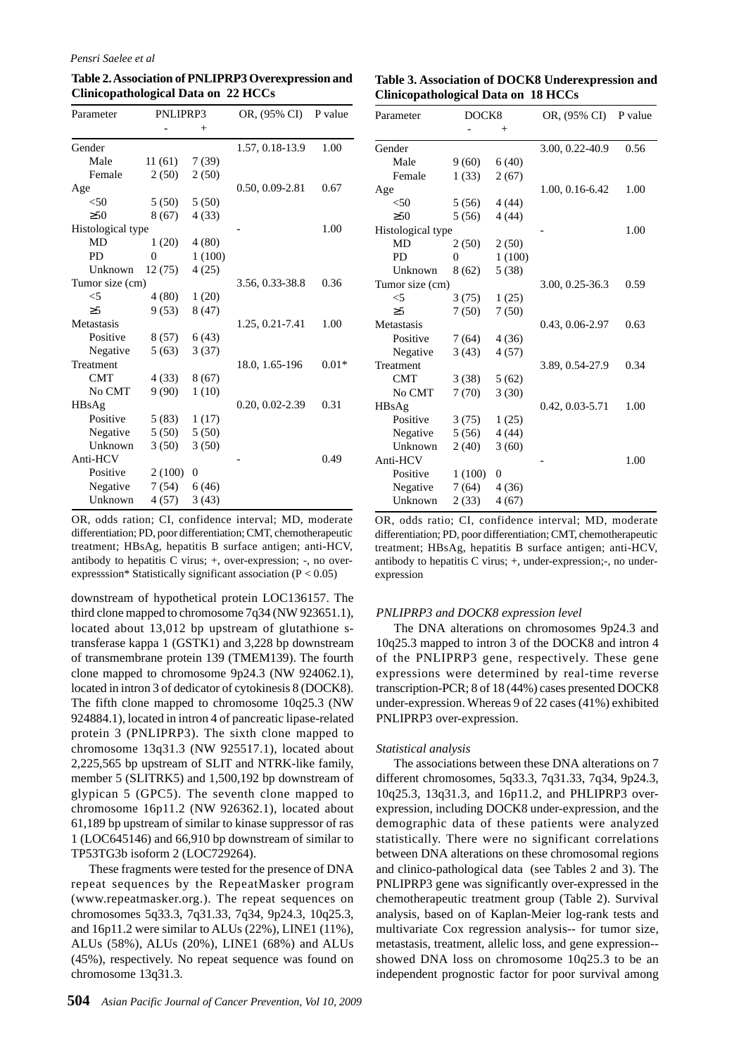**Table 2. Association of PNLIPRP3 Overexpression and Clinicopathological Data on 22 HCCs**

| Parameter | PNLIPRP3 - | PNLIPRP3 + | OR, (95% CI) | P value |
|---|---|---|---|---|
| Gender | | | 1.57, 0.18-13.9 | 1.00 |
| Male | 11 (61) | 7 (39) | | |
| Female | 2 (50) | 2 (50) | | |
| Age | | | 0.50, 0.09-2.81 | 0.67 |
| <50 | 5 (50) | 5 (50) | | |
| ≥50 | 8 (67) | 4 (33) | | |
| Histological type | | | - | 1.00 |
| MD | 1 (20) | 4 (80) | | |
| PD | 0 | 1 (100) | | |
| Unknown | 12 (75) | 4 (25) | | |
| Tumor size (cm) | | | 3.56, 0.33-38.8 | 0.36 |
| <5 | 4 (80) | 1 (20) | | |
| ≥5 | 9 (53) | 8 (47) | | |
| Metastasis | | | 1.25, 0.21-7.41 | 1.00 |
| Positive | 8 (57) | 6 (43) | | |
| Negative | 5 (63) | 3 (37) | | |
| Treatment | | | 18.0, 1.65-196 | 0.01* |
| CMT | 4 (33) | 8 (67) | | |
| No CMT | 9 (90) | 1 (10) | | |
| HBsAg | | | 0.20, 0.02-2.39 | 0.31 |
| Positive | 5 (83) | 1 (17) | | |
| Negative | 5 (50) | 5 (50) | | |
| Unknown | 3 (50) | 3 (50) | | |
| Anti-HCV | | | - | 0.49 |
| Positive | 2 (100) | 0 | | |
| Negative | 7 (54) | 6 (46) | | |
| Unknown | 4 (57) | 3 (43) | | |

OR, odds ration; CI, confidence interval; MD, moderate differentiation; PD, poor differentiation; CMT, chemotherapeutic treatment; HBsAg, hepatitis B surface antigen; anti-HCV, antibody to hepatitis C virus; +, over-expression; -, no over-expresssion* Statistically significant association ($P < 0.05$)

downstream of hypothetical protein LOC136157. The third clone mapped to chromosome 7q34 (NW 923651.1), located about 13,012 bp upstream of glutathione s-transferase kappa 1 (GSTK1) and 3,228 bp downstream of transmembrane protein 139 (TMEM139). The fourth clone mapped to chromosome 9p24.3 (NW 924062.1), located in intron 3 of dedicator of cytokinesis 8 (DOCK8). The fifth clone mapped to chromosome 10q25.3 (NW 924884.1), located in intron 4 of pancreatic lipase-related protein 3 (PNLIPRP3). The sixth clone mapped to chromosome 13q31.3 (NW 925517.1), located about 2,225,565 bp upstream of SLIT and NTRK-like family, member 5 (SLITRK5) and 1,500,192 bp downstream of glypican 5 (GPC5). The seventh clone mapped to chromosome 16p11.2 (NW 926362.1), located about 61,189 bp upstream of similar to kinase suppressor of ras 1 (LOC645146) and 66,910 bp downstream of similar to TP53TG3b isoform 2 (LOC729264).

These fragments were tested for the presence of DNA repeat sequences by the RepeatMasker program (www.repeatmasker.org.). The repeat sequences on chromosomes 5q33.3, 7q31.33, 7q34, 9p24.3, 10q25.3, and 16p11.2 were similar to ALUs (22%), LINE1 (11%), ALUs (58%), ALUs (20%), LINE1 (68%) and ALUs (45%), respectively. No repeat sequence was found on chromosome 13q31.3.

**Table 3. Association of DOCK8 Underexpression and Clinicopathological Data on 18 HCCs**

| Parameter | DOCK8 - | DOCK8 + | OR, (95% CI) | P value |
|---|---|---|---|---|
| Gender | | | 3.00, 0.22-40.9 | 0.56 |
| Male | 9 (60) | 6 (40) | | |
| Female | 1 (33) | 2 (67) | | |
| Age | | | 1.00, 0.16-6.42 | 1.00 |
| <50 | 5 (56) | 4 (44) | | |
| ≥50 | 5 (56) | 4 (44) | | |
| Histological type | | | - | 1.00 |
| MD | 2 (50) | 2 (50) | | |
| PD | 0 | 1 (100) | | |
| Unknown | 8 (62) | 5 (38) | | |
| Tumor size (cm) | | | 3.00, 0.25-36.3 | 0.59 |
| <5 | 3 (75) | 1 (25) | | |
| ≥5 | 7 (50) | 7 (50) | | |
| Metastasis | | | 0.43, 0.06-2.97 | 0.63 |
| Positive | 7 (64) | 4 (36) | | |
| Negative | 3 (43) | 4 (57) | | |
| Treatment | | | 3.89, 0.54-27.9 | 0.34 |
| CMT | 3 (38) | 5 (62) | | |
| No CMT | 7 (70) | 3 (30) | | |
| HBsAg | | | 0.42, 0.03-5.71 | 1.00 |
| Positive | 3 (75) | 1 (25) | | |
| Negative | 5 (56) | 4 (44) | | |
| Unknown | 2 (40) | 3 (60) | | |
| Anti-HCV | | | - | 1.00 |
| Positive | 1 (100) | 0 | | |
| Negative | 7 (64) | 4 (36) | | |
| Unknown | 2 (33) | 4 (67) | | |

OR, odds ratio; CI, confidence interval; MD, moderate differentiation; PD, poor differentiation; CMT, chemotherapeutic treatment; HBsAg, hepatitis B surface antigen; anti-HCV, antibody to hepatitis C virus; +, under-expression;-, no under-expression

*PNLIPRP3 and DOCK8 expression level*

The DNA alterations on chromosomes 9p24.3 and 10q25.3 mapped to intron 3 of the DOCK8 and intron 4 of the PNLIPRP3 gene, respectively. These gene expressions were determined by real-time reverse transcription-PCR; 8 of 18 (44%) cases presented DOCK8 under-expression. Whereas 9 of 22 cases (41%) exhibited PNLIPRP3 over-expression.

*Statistical analysis*

The associations between these DNA alterations on 7 different chromosomes, 5q33.3, 7q31.33, 7q34, 9p24.3, 10q25.3, 13q31.3, and 16p11.2, and PHLIPRP3 over-expression, including DOCK8 under-expression, and the demographic data of these patients were analyzed statistically. There were no significant correlations between DNA alterations on these chromosomal regions and clinico-pathological data (see Tables 2 and 3). The PNLIPRP3 gene was significantly over-expressed in the chemotherapeutic treatment group (Table 2). Survival analysis, based on of Kaplan-Meier log-rank tests and multivariate Cox regression analysis-- for tumor size, metastasis, treatment, allelic loss, and gene expression--showed DNA loss on chromosome 10q25.3 to be an independent prognostic factor for poor survival among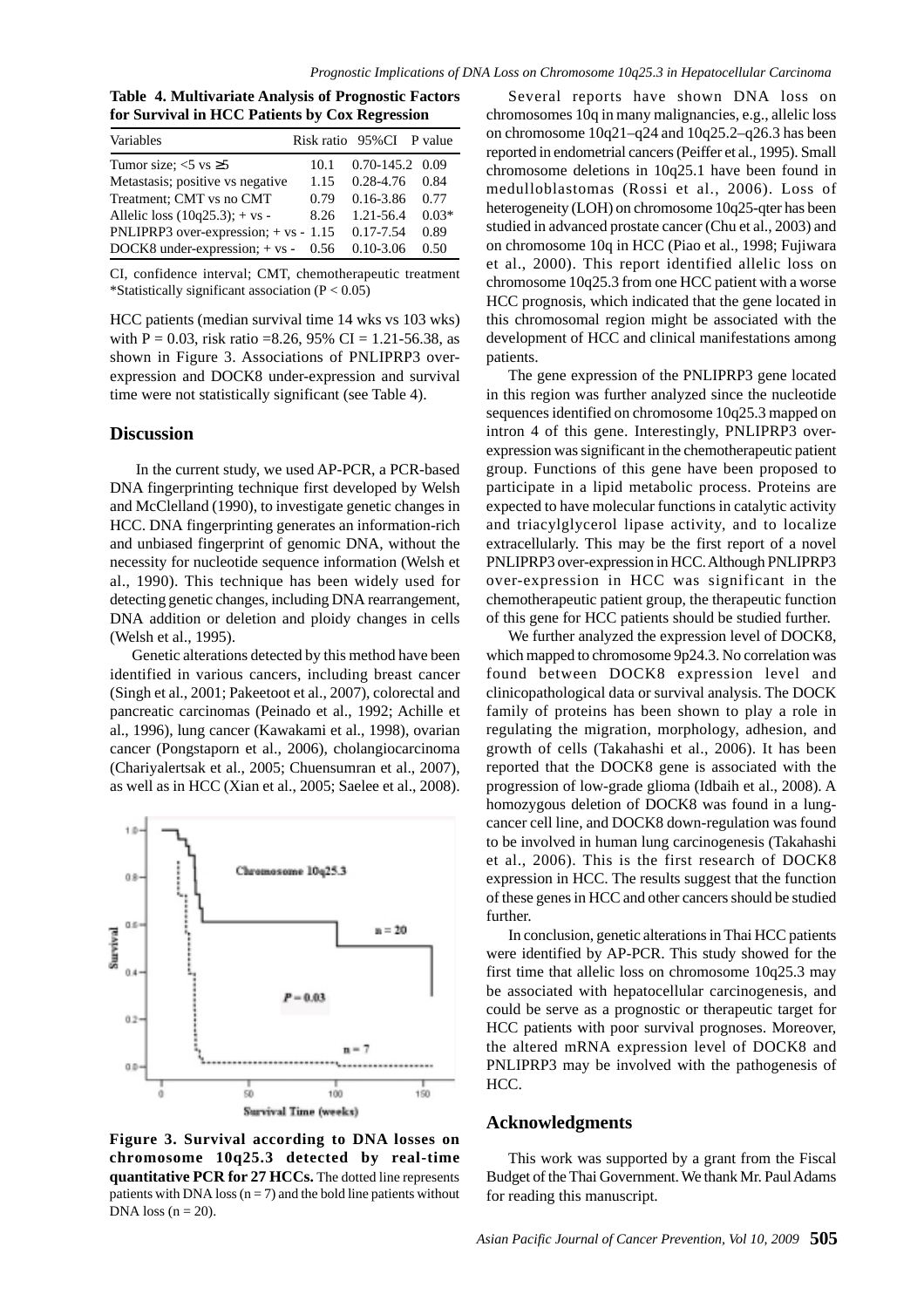**Table 4. Multivariate Analysis of Prognostic Factors for Survival in HCC Patients by Cox Regression**

| Variables | Risk ratio | 95%CI | P value |
|---|---|---|---|
| Tumor size; <5 vs ≥5 | 10.1 | 0.70-145.2 | 0.09 |
| Metastasis; positive vs negative | 1.15 | 0.28-4.76 | 0.84 |
| Treatment; CMT vs no CMT | 0.79 | 0.16-3.86 | 0.77 |
| Allelic loss (10q25.3); + vs - | 8.26 | 1.21-56.4 | 0.03* |
| PNLIPRP3 over-expression; + vs - | 1.15 | 0.17-7.54 | 0.89 |
| DOCK8 under-expression; + vs - | 0.56 | 0.10-3.06 | 0.50 |

CI, confidence interval; CMT, chemotherapeutic treatment
*Statistically significant association ($P < 0.05$)

HCC patients (median survival time 14 wks vs 103 wks) with $P = 0.03$, risk ratio =8.26, 95% CI = 1.21-56.38, as shown in Figure 3. Associations of PNLIPRP3 over-expression and DOCK8 under-expression and survival time were not statistically significant (see Table 4).

## Discussion

In the current study, we used AP-PCR, a PCR-based DNA fingerprinting technique first developed by Welsh and McClelland (1990), to investigate genetic changes in HCC. DNA fingerprinting generates an information-rich and unbiased fingerprint of genomic DNA, without the necessity for nucleotide sequence information (Welsh et al., 1990). This technique has been widely used for detecting genetic changes, including DNA rearrangement, DNA addition or deletion and ploidy changes in cells (Welsh et al., 1995).

Genetic alterations detected by this method have been identified in various cancers, including breast cancer (Singh et al., 2001; Pakeetoot et al., 2007), colorectal and pancreatic carcinomas (Peinado et al., 1992; Achille et al., 1996), lung cancer (Kawakami et al., 1998), ovarian cancer (Pongstaporn et al., 2006), cholangiocarcinoma (Chariyalertsak et al., 2005; Chuensumran et al., 2007), as well as in HCC (Xian et al., 2005; Saelee et al., 2008).

**Figure 3. Survival according to DNA losses on chromosome 10q25.3 detected by real-time quantitative PCR for 27 HCCs.** The dotted line represents patients with DNA loss (n = 7) and the bold line patients without DNA loss (n = 20).

Several reports have shown DNA loss on chromosomes 10q in many malignancies, e.g., allelic loss on chromosome 10q21–q24 and 10q25.2–q26.3 has been reported in endometrial cancers (Peiffer et al., 1995). Small chromosome deletions in 10q25.1 have been found in medulloblastomas (Rossi et al., 2006). Loss of heterogeneity (LOH) on chromosome 10q25-qter has been studied in advanced prostate cancer (Chu et al., 2003) and on chromosome 10q in HCC (Piao et al., 1998; Fujiwara et al., 2000). This report identified allelic loss on chromosome 10q25.3 from one HCC patient with a worse HCC prognosis, which indicated that the gene located in this chromosomal region might be associated with the development of HCC and clinical manifestations among patients.

The gene expression of the PNLIPRP3 gene located in this region was further analyzed since the nucleotide sequences identified on chromosome 10q25.3 mapped on intron 4 of this gene. Interestingly, PNLIPRP3 over-expression was significant in the chemotherapeutic patient group. Functions of this gene have been proposed to participate in a lipid metabolic process. Proteins are expected to have molecular functions in catalytic activity and triacylglycerol lipase activity, and to localize extracellularly. This may be the first report of a novel PNLIPRP3 over-expression in HCC. Although PNLIPRP3 over-expression in HCC was significant in the chemotherapeutic patient group, the therapeutic function of this gene for HCC patients should be studied further.

We further analyzed the expression level of DOCK8, which mapped to chromosome 9p24.3. No correlation was found between DOCK8 expression level and clinicopathological data or survival analysis. The DOCK family of proteins has been shown to play a role in regulating the migration, morphology, adhesion, and growth of cells (Takahashi et al., 2006). It has been reported that the DOCK8 gene is associated with the progression of low-grade glioma (Idbaih et al., 2008). A homozygous deletion of DOCK8 was found in a lung-cancer cell line, and DOCK8 down-regulation was found to be involved in human lung carcinogenesis (Takahashi et al., 2006). This is the first research of DOCK8 expression in HCC. The results suggest that the function of these genes in HCC and other cancers should be studied further.

In conclusion, genetic alterations in Thai HCC patients were identified by AP-PCR. This study showed for the first time that allelic loss on chromosome 10q25.3 may be associated with hepatocellular carcinogenesis, and could be serve as a prognostic or therapeutic target for HCC patients with poor survival prognoses. Moreover, the altered mRNA expression level of DOCK8 and PNLIPRP3 may be involved with the pathogenesis of HCC.

## Acknowledgments

This work was supported by a grant from the Fiscal Budget of the Thai Government. We thank Mr. Paul Adams for reading this manuscript.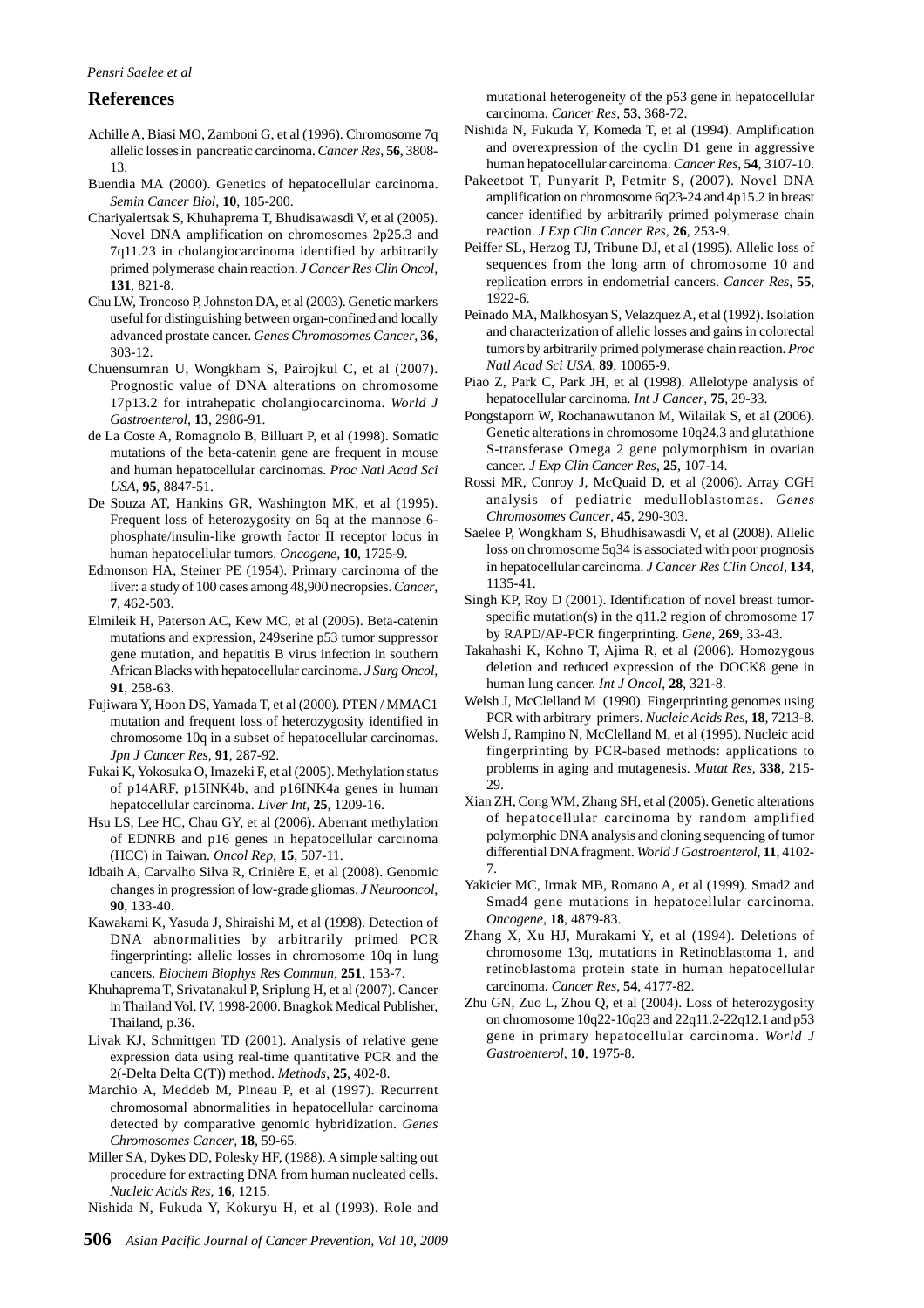## References

Achille A, Biasi MO, Zamboni G, et al (1996). Chromosome 7q allelic losses in pancreatic carcinoma. *Cancer Res*, **56**, 3808-13.

Buendia MA (2000). Genetics of hepatocellular carcinoma. *Semin Cancer Biol*, **10**, 185-200.

Chariyalertsak S, Khuhaprema T, Bhudisawasdi V, et al (2005). Novel DNA amplification on chromosomes 2p25.3 and 7q11.23 in cholangiocarcinoma identified by arbitrarily primed polymerase chain reaction. *J Cancer Res Clin Oncol*, **131**, 821-8.

Chu LW, Troncoso P, Johnston DA, et al (2003). Genetic markers useful for distinguishing between organ-confined and locally advanced prostate cancer. *Genes Chromosomes Cancer*, **36**, 303-12.

Chuensumran U, Wongkham S, Pairojkul C, et al (2007). Prognostic value of DNA alterations on chromosome 17p13.2 for intrahepatic cholangiocarcinoma. *World J Gastroenterol*, **13**, 2986-91.

de La Coste A, Romagnolo B, Billuart P, et al (1998). Somatic mutations of the beta-catenin gene are frequent in mouse and human hepatocellular carcinomas. *Proc Natl Acad Sci USA*, **95**, 8847-51.

De Souza AT, Hankins GR, Washington MK, et al (1995). Frequent loss of heterozygosity on 6q at the mannose 6-phosphate/insulin-like growth factor II receptor locus in human hepatocellular tumors. *Oncogene*, **10**, 1725-9.

Edmonson HA, Steiner PE (1954). Primary carcinoma of the liver: a study of 100 cases among 48,900 necropsies. *Cancer*, **7**, 462-503.

Elmileik H, Paterson AC, Kew MC, et al (2005). Beta-catenin mutations and expression, 249serine p53 tumor suppressor gene mutation, and hepatitis B virus infection in southern African Blacks with hepatocellular carcinoma. *J Surg Oncol*, **91**, 258-63.

Fujiwara Y, Hoon DS, Yamada T, et al (2000). PTEN / MMAC1 mutation and frequent loss of heterozygosity identified in chromosome 10q in a subset of hepatocellular carcinomas. *Jpn J Cancer Res*, **91**, 287-92.

Fukai K, Yokosuka O, Imazeki F, et al (2005). Methylation status of p14ARF, p15INK4b, and p16INK4a genes in human hepatocellular carcinoma. *Liver Int*, **25**, 1209-16.

Hsu LS, Lee HC, Chau GY, et al (2006). Aberrant methylation of EDNRB and p16 genes in hepatocellular carcinoma (HCC) in Taiwan. *Oncol Rep*, **15**, 507-11.

Idbaih A, Carvalho Silva R, Crinière E, et al (2008). Genomic changes in progression of low-grade gliomas. *J Neurooncol*, **90**, 133-40.

Kawakami K, Yasuda J, Shiraishi M, et al (1998). Detection of DNA abnormalities by arbitrarily primed PCR fingerprinting: allelic losses in chromosome 10q in lung cancers. *Biochem Biophys Res Commun*, **251**, 153-7.

Khuhaprema T, Srivatanakul P, Sriplung H, et al (2007). Cancer in Thailand Vol. IV, 1998-2000. Bnagkok Medical Publisher, Thailand, p.36.

Livak KJ, Schmittgen TD (2001). Analysis of relative gene expression data using real-time quantitative PCR and the 2(-Delta Delta C(T)) method. *Methods*, **25**, 402-8.

Marchio A, Meddeb M, Pineau P, et al (1997). Recurrent chromosomal abnormalities in hepatocellular carcinoma detected by comparative genomic hybridization. *Genes Chromosomes Cancer*, **18**, 59-65.

Miller SA, Dykes DD, Polesky HF, (1988). A simple salting out procedure for extracting DNA from human nucleated cells. *Nucleic Acids Res*, **16**, 1215.

Nishida N, Fukuda Y, Kokuryu H, et al (1993). Role and mutational heterogeneity of the p53 gene in hepatocellular carcinoma. *Cancer Res*, **53**, 368-72.

Nishida N, Fukuda Y, Komeda T, et al (1994). Amplification and overexpression of the cyclin D1 gene in aggressive human hepatocellular carcinoma. *Cancer Res*, **54**, 3107-10.

Pakeetoot T, Punyarit P, Petmitr S, (2007). Novel DNA amplification on chromosome 6q23-24 and 4p15.2 in breast cancer identified by arbitrarily primed polymerase chain reaction. *J Exp Clin Cancer Res*, **26**, 253-9.

Peiffer SL, Herzog TJ, Tribune DJ, et al (1995). Allelic loss of sequences from the long arm of chromosome 10 and replication errors in endometrial cancers. *Cancer Res*, **55**, 1922-6.

Peinado MA, Malkhosyan S, Velazquez A, et al (1992). Isolation and characterization of allelic losses and gains in colorectal tumors by arbitrarily primed polymerase chain reaction. *Proc Natl Acad Sci USA*, **89**, 10065-9.

Piao Z, Park C, Park JH, et al (1998). Allelotype analysis of hepatocellular carcinoma. *Int J Cancer*, **75**, 29-33.

Pongstaporn W, Rochanawutanon M, Wilailak S, et al (2006). Genetic alterations in chromosome 10q24.3 and glutathione S-transferase Omega 2 gene polymorphism in ovarian cancer. *J Exp Clin Cancer Res*, **25**, 107-14.

Rossi MR, Conroy J, McQuaid D, et al (2006). Array CGH analysis of pediatric medulloblastomas. *Genes Chromosomes Cancer*, **45**, 290-303.

Saelee P, Wongkham S, Bhudhisawasdi V, et al (2008). Allelic loss on chromosome 5q34 is associated with poor prognosis in hepatocellular carcinoma. *J Cancer Res Clin Oncol*, **134**, 1135-41.

Singh KP, Roy D (2001). Identification of novel breast tumor-specific mutation(s) in the q11.2 region of chromosome 17 by RAPD/AP-PCR fingerprinting. *Gene*, **269**, 33-43.

Takahashi K, Kohno T, Ajima R, et al (2006). Homozygous deletion and reduced expression of the DOCK8 gene in human lung cancer. *Int J Oncol*, **28**, 321-8.

Welsh J, McClelland M (1990). Fingerprinting genomes using PCR with arbitrary primers. *Nucleic Acids Res*, **18**, 7213-8.

Welsh J, Rampino N, McClelland M, et al (1995). Nucleic acid fingerprinting by PCR-based methods: applications to problems in aging and mutagenesis. *Mutat Res*, **338**, 215-29.

Xian ZH, Cong WM, Zhang SH, et al (2005). Genetic alterations of hepatocellular carcinoma by random amplified polymorphic DNA analysis and cloning sequencing of tumor differential DNA fragment. *World J Gastroenterol*, **11**, 4102-7.

Yakicier MC, Irmak MB, Romano A, et al (1999). Smad2 and Smad4 gene mutations in hepatocellular carcinoma. *Oncogene*, **18**, 4879-83.

Zhang X, Xu HJ, Murakami Y, et al (1994). Deletions of chromosome 13q, mutations in Retinoblastoma 1, and retinoblastoma protein state in human hepatocellular carcinoma. *Cancer Res*, **54**, 4177-82.

Zhu GN, Zuo L, Zhou Q, et al (2004). Loss of heterozygosity on chromosome 10q22-10q23 and 22q11.2-22q12.1 and p53 gene in primary hepatocellular carcinoma. *World J Gastroenterol*, **10**, 1975-8.